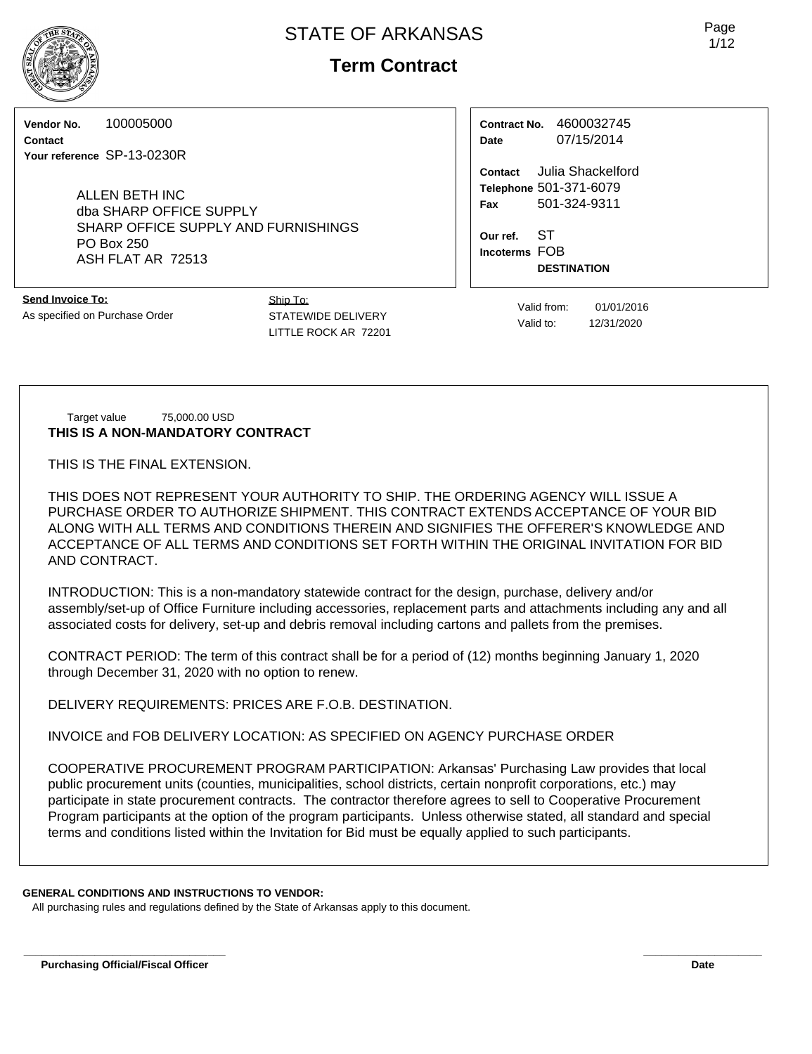# STATE OF ARKANSAS

## Term Contract

**Vendor No.** 100005000
**Contact**
**Your reference** SP-13-0230R

ALLEN BETH INC
dba SHARP OFFICE SUPPLY
SHARP OFFICE SUPPLY AND FURNISHINGS
PO Box 250
ASH FLAT AR 72513

**Contract No.** 4600032745
**Date** 07/15/2014

**Contact** Julia Shackelford
**Telephone** 501-371-6079
**Fax** 501-324-9311

**Our ref.** ST
**Incoterms** FOB **DESTINATION**

**Send Invoice To:**
As specified on Purchase Order

Ship To:
STATEWIDE DELIVERY
LITTLE ROCK AR 72201

Valid from: 01/01/2016
Valid to: 12/31/2020

Target value 75,000.00 USD

**THIS IS A NON-MANDATORY CONTRACT**

THIS IS THE FINAL EXTENSION.

THIS DOES NOT REPRESENT YOUR AUTHORITY TO SHIP. THE ORDERING AGENCY WILL ISSUE A PURCHASE ORDER TO AUTHORIZE SHIPMENT. THIS CONTRACT EXTENDS ACCEPTANCE OF YOUR BID ALONG WITH ALL TERMS AND CONDITIONS THEREIN AND SIGNIFIES THE OFFERER'S KNOWLEDGE AND ACCEPTANCE OF ALL TERMS AND CONDITIONS SET FORTH WITHIN THE ORIGINAL INVITATION FOR BID AND CONTRACT.

INTRODUCTION: This is a non-mandatory statewide contract for the design, purchase, delivery and/or assembly/set-up of Office Furniture including accessories, replacement parts and attachments including any and all associated costs for delivery, set-up and debris removal including cartons and pallets from the premises.

CONTRACT PERIOD: The term of this contract shall be for a period of (12) months beginning January 1, 2020 through December 31, 2020 with no option to renew.

DELIVERY REQUIREMENTS: PRICES ARE F.O.B. DESTINATION.

INVOICE and FOB DELIVERY LOCATION: AS SPECIFIED ON AGENCY PURCHASE ORDER

COOPERATIVE PROCUREMENT PROGRAM PARTICIPATION: Arkansas' Purchasing Law provides that local public procurement units (counties, municipalities, school districts, certain nonprofit corporations, etc.) may participate in state procurement contracts. The contractor therefore agrees to sell to Cooperative Procurement Program participants at the option of the program participants. Unless otherwise stated, all standard and special terms and conditions listed within the Invitation for Bid must be equally applied to such participants.

**GENERAL CONDITIONS AND INSTRUCTIONS TO VENDOR:**

All purchasing rules and regulations defined by the State of Arkansas apply to this document.

**Purchasing Official/Fiscal Officer** **Date**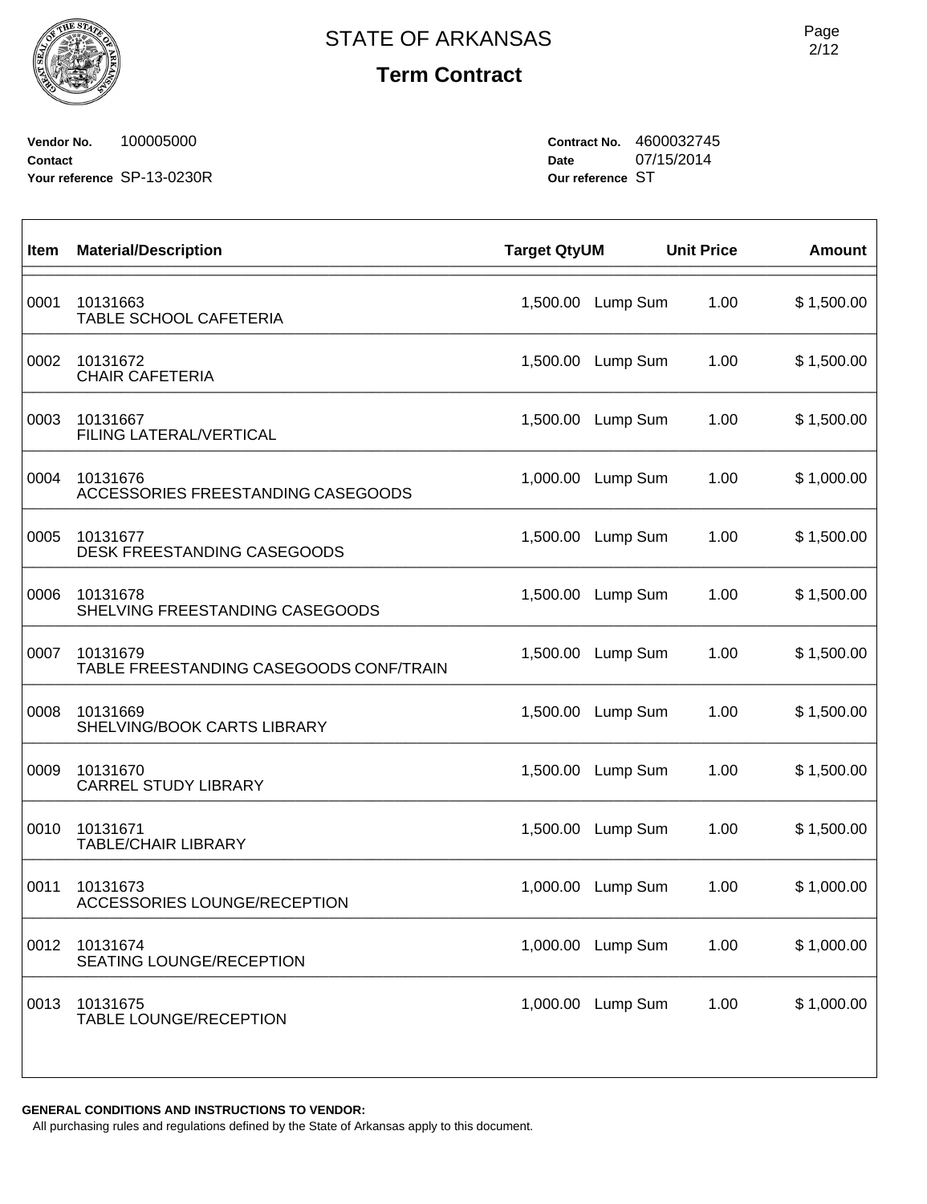# STATE OF ARKANSAS

## Term Contract

**Vendor No.** 100005000
**Contact**
**Your reference** SP-13-0230R

**Contract No.** 4600032745
**Date** 07/15/2014
**Our reference** ST

| Item | Material/Description | Target Qty | UM | Unit Price | Amount |
|---|---|---|---|---|---|
| 0001 | 10131663<br>TABLE SCHOOL CAFETERIA | 1,500.00 | Lump Sum | 1.00 | $ 1,500.00 |
| 0002 | 10131672<br>CHAIR CAFETERIA | 1,500.00 | Lump Sum | 1.00 | $ 1,500.00 |
| 0003 | 10131667<br>FILING LATERAL/VERTICAL | 1,500.00 | Lump Sum | 1.00 | $ 1,500.00 |
| 0004 | 10131676<br>ACCESSORIES FREESTANDING CASEGOODS | 1,000.00 | Lump Sum | 1.00 | $ 1,000.00 |
| 0005 | 10131677<br>DESK FREESTANDING CASEGOODS | 1,500.00 | Lump Sum | 1.00 | $ 1,500.00 |
| 0006 | 10131678<br>SHELVING FREESTANDING CASEGOODS | 1,500.00 | Lump Sum | 1.00 | $ 1,500.00 |
| 0007 | 10131679<br>TABLE FREESTANDING CASEGOODS CONF/TRAIN | 1,500.00 | Lump Sum | 1.00 | $ 1,500.00 |
| 0008 | 10131669<br>SHELVING/BOOK CARTS LIBRARY | 1,500.00 | Lump Sum | 1.00 | $ 1,500.00 |
| 0009 | 10131670<br>CARREL STUDY LIBRARY | 1,500.00 | Lump Sum | 1.00 | $ 1,500.00 |
| 0010 | 10131671<br>TABLE/CHAIR LIBRARY | 1,500.00 | Lump Sum | 1.00 | $ 1,500.00 |
| 0011 | 10131673<br>ACCESSORIES LOUNGE/RECEPTION | 1,000.00 | Lump Sum | 1.00 | $ 1,000.00 |
| 0012 | 10131674<br>SEATING LOUNGE/RECEPTION | 1,000.00 | Lump Sum | 1.00 | $ 1,000.00 |
| 0013 | 10131675<br>TABLE LOUNGE/RECEPTION | 1,000.00 | Lump Sum | 1.00 | $ 1,000.00 |

**GENERAL CONDITIONS AND INSTRUCTIONS TO VENDOR:**

All purchasing rules and regulations defined by the State of Arkansas apply to this document.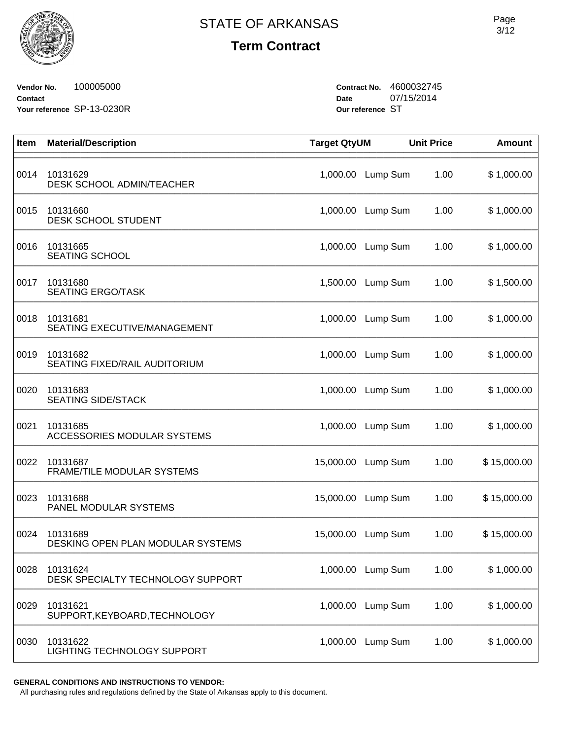# STATE OF ARKANSAS

## Term Contract

**Vendor No.** 100005000
**Contact**
**Your reference** SP-13-0230R

**Contract No.** 4600032745
**Date** 07/15/2014
**Our reference** ST

| Item | Material/Description | Target Qty | UM | Unit Price | Amount |
|---|---|---|---|---|---|
| 0014 | 10131629<br>DESK SCHOOL ADMIN/TEACHER | 1,000.00 | Lump Sum | 1.00 | $ 1,000.00 |
| 0015 | 10131660<br>DESK SCHOOL STUDENT | 1,000.00 | Lump Sum | 1.00 | $ 1,000.00 |
| 0016 | 10131665<br>SEATING SCHOOL | 1,000.00 | Lump Sum | 1.00 | $ 1,000.00 |
| 0017 | 10131680<br>SEATING ERGO/TASK | 1,500.00 | Lump Sum | 1.00 | $ 1,500.00 |
| 0018 | 10131681<br>SEATING EXECUTIVE/MANAGEMENT | 1,000.00 | Lump Sum | 1.00 | $ 1,000.00 |
| 0019 | 10131682<br>SEATING FIXED/RAIL AUDITORIUM | 1,000.00 | Lump Sum | 1.00 | $ 1,000.00 |
| 0020 | 10131683<br>SEATING SIDE/STACK | 1,000.00 | Lump Sum | 1.00 | $ 1,000.00 |
| 0021 | 10131685<br>ACCESSORIES MODULAR SYSTEMS | 1,000.00 | Lump Sum | 1.00 | $ 1,000.00 |
| 0022 | 10131687<br>FRAME/TILE MODULAR SYSTEMS | 15,000.00 | Lump Sum | 1.00 | $ 15,000.00 |
| 0023 | 10131688<br>PANEL MODULAR SYSTEMS | 15,000.00 | Lump Sum | 1.00 | $ 15,000.00 |
| 0024 | 10131689<br>DESKING OPEN PLAN MODULAR SYSTEMS | 15,000.00 | Lump Sum | 1.00 | $ 15,000.00 |
| 0028 | 10131624<br>DESK SPECIALTY TECHNOLOGY SUPPORT | 1,000.00 | Lump Sum | 1.00 | $ 1,000.00 |
| 0029 | 10131621<br>SUPPORT,KEYBOARD,TECHNOLOGY | 1,000.00 | Lump Sum | 1.00 | $ 1,000.00 |
| 0030 | 10131622<br>LIGHTING TECHNOLOGY SUPPORT | 1,000.00 | Lump Sum | 1.00 | $ 1,000.00 |

**GENERAL CONDITIONS AND INSTRUCTIONS TO VENDOR:**
All purchasing rules and regulations defined by the State of Arkansas apply to this document.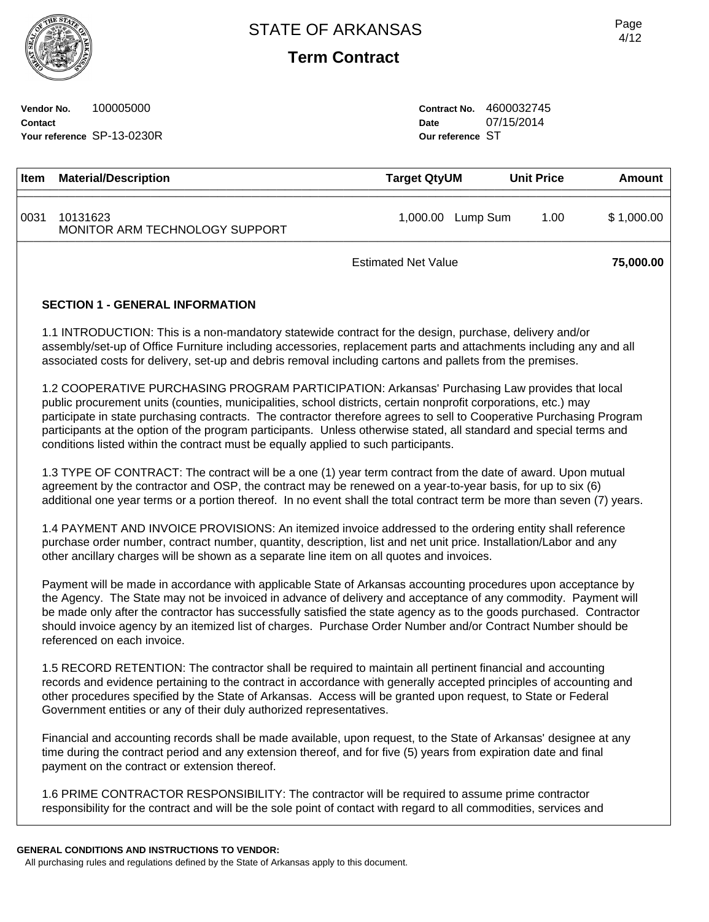# STATE OF ARKANSAS

## Term Contract

**Vendor No.** 100005000
**Contact**
**Your reference** SP-13-0230R

**Contract No.** 4600032745
**Date** 07/15/2014
**Our reference** ST

| Item | Material/Description | Target QtyUM | | Unit Price | Amount |
|---|---|---|---|---|---|
| 0031 | 10131623 MONITOR ARM TECHNOLOGY SUPPORT | 1,000.00 | Lump Sum | 1.00 | $ 1,000.00 |
| | | Estimated Net Value | | | **75,000.00** |

### SECTION 1 - GENERAL INFORMATION

1.1 INTRODUCTION: This is a non-mandatory statewide contract for the design, purchase, delivery and/or assembly/set-up of Office Furniture including accessories, replacement parts and attachments including any and all associated costs for delivery, set-up and debris removal including cartons and pallets from the premises.

1.2 COOPERATIVE PURCHASING PROGRAM PARTICIPATION: Arkansas' Purchasing Law provides that local public procurement units (counties, municipalities, school districts, certain nonprofit corporations, etc.) may participate in state purchasing contracts. The contractor therefore agrees to sell to Cooperative Purchasing Program participants at the option of the program participants. Unless otherwise stated, all standard and special terms and conditions listed within the contract must be equally applied to such participants.

1.3 TYPE OF CONTRACT: The contract will be a one (1) year term contract from the date of award. Upon mutual agreement by the contractor and OSP, the contract may be renewed on a year-to-year basis, for up to six (6) additional one year terms or a portion thereof. In no event shall the total contract term be more than seven (7) years.

1.4 PAYMENT AND INVOICE PROVISIONS: An itemized invoice addressed to the ordering entity shall reference purchase order number, contract number, quantity, description, list and net unit price. Installation/Labor and any other ancillary charges will be shown as a separate line item on all quotes and invoices.

Payment will be made in accordance with applicable State of Arkansas accounting procedures upon acceptance by the Agency. The State may not be invoiced in advance of delivery and acceptance of any commodity. Payment will be made only after the contractor has successfully satisfied the state agency as to the goods purchased. Contractor should invoice agency by an itemized list of charges. Purchase Order Number and/or Contract Number should be referenced on each invoice.

1.5 RECORD RETENTION: The contractor shall be required to maintain all pertinent financial and accounting records and evidence pertaining to the contract in accordance with generally accepted principles of accounting and other procedures specified by the State of Arkansas. Access will be granted upon request, to State or Federal Government entities or any of their duly authorized representatives.

Financial and accounting records shall be made available, upon request, to the State of Arkansas' designee at any time during the contract period and any extension thereof, and for five (5) years from expiration date and final payment on the contract or extension thereof.

1.6 PRIME CONTRACTOR RESPONSIBILITY: The contractor will be required to assume prime contractor responsibility for the contract and will be the sole point of contact with regard to all commodities, services and

**GENERAL CONDITIONS AND INSTRUCTIONS TO VENDOR:**
All purchasing rules and regulations defined by the State of Arkansas apply to this document.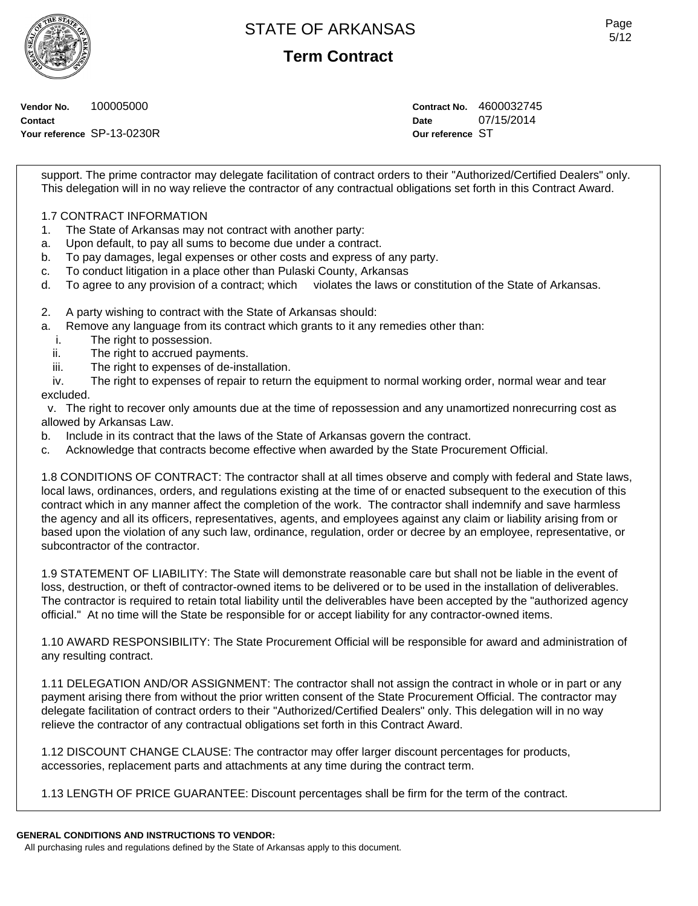**Vendor No.** 100005000
**Contact**
**Your reference** SP-13-0230R

**Contract No.** 4600032745
**Date** 07/15/2014
**Our reference** ST

support. The prime contractor may delegate facilitation of contract orders to their "Authorized/Certified Dealers" only. This delegation will in no way relieve the contractor of any contractual obligations set forth in this Contract Award.

1.7 CONTRACT INFORMATION

1. The State of Arkansas may not contract with another party:
   a. Upon default, to pay all sums to become due under a contract.
   b. To pay damages, legal expenses or other costs and express of any party.
   c. To conduct litigation in a place other than Pulaski County, Arkansas
   d. To agree to any provision of a contract; which violates the laws or constitution of the State of Arkansas.

2. A party wishing to contract with the State of Arkansas should:
   a. Remove any language from its contract which grants to it any remedies other than:
      i. The right to possession.
      ii. The right to accrued payments.
      iii. The right to expenses of de-installation.
      iv. The right to expenses of repair to return the equipment to normal working order, normal wear and tear excluded.
      v. The right to recover only amounts due at the time of repossession and any unamortized nonrecurring cost as allowed by Arkansas Law.
   b. Include in its contract that the laws of the State of Arkansas govern the contract.
   c. Acknowledge that contracts become effective when awarded by the State Procurement Official.

1.8 CONDITIONS OF CONTRACT: The contractor shall at all times observe and comply with federal and State laws, local laws, ordinances, orders, and regulations existing at the time of or enacted subsequent to the execution of this contract which in any manner affect the completion of the work. The contractor shall indemnify and save harmless the agency and all its officers, representatives, agents, and employees against any claim or liability arising from or based upon the violation of any such law, ordinance, regulation, order or decree by an employee, representative, or subcontractor of the contractor.

1.9 STATEMENT OF LIABILITY: The State will demonstrate reasonable care but shall not be liable in the event of loss, destruction, or theft of contractor-owned items to be delivered or to be used in the installation of deliverables. The contractor is required to retain total liability until the deliverables have been accepted by the "authorized agency official." At no time will the State be responsible for or accept liability for any contractor-owned items.

1.10 AWARD RESPONSIBILITY: The State Procurement Official will be responsible for award and administration of any resulting contract.

1.11 DELEGATION AND/OR ASSIGNMENT: The contractor shall not assign the contract in whole or in part or any payment arising there from without the prior written consent of the State Procurement Official. The contractor may delegate facilitation of contract orders to their "Authorized/Certified Dealers" only. This delegation will in no way relieve the contractor of any contractual obligations set forth in this Contract Award.

1.12 DISCOUNT CHANGE CLAUSE: The contractor may offer larger discount percentages for products, accessories, replacement parts and attachments at any time during the contract term.

1.13 LENGTH OF PRICE GUARANTEE: Discount percentages shall be firm for the term of the contract.

**GENERAL CONDITIONS AND INSTRUCTIONS TO VENDOR:**
All purchasing rules and regulations defined by the State of Arkansas apply to this document.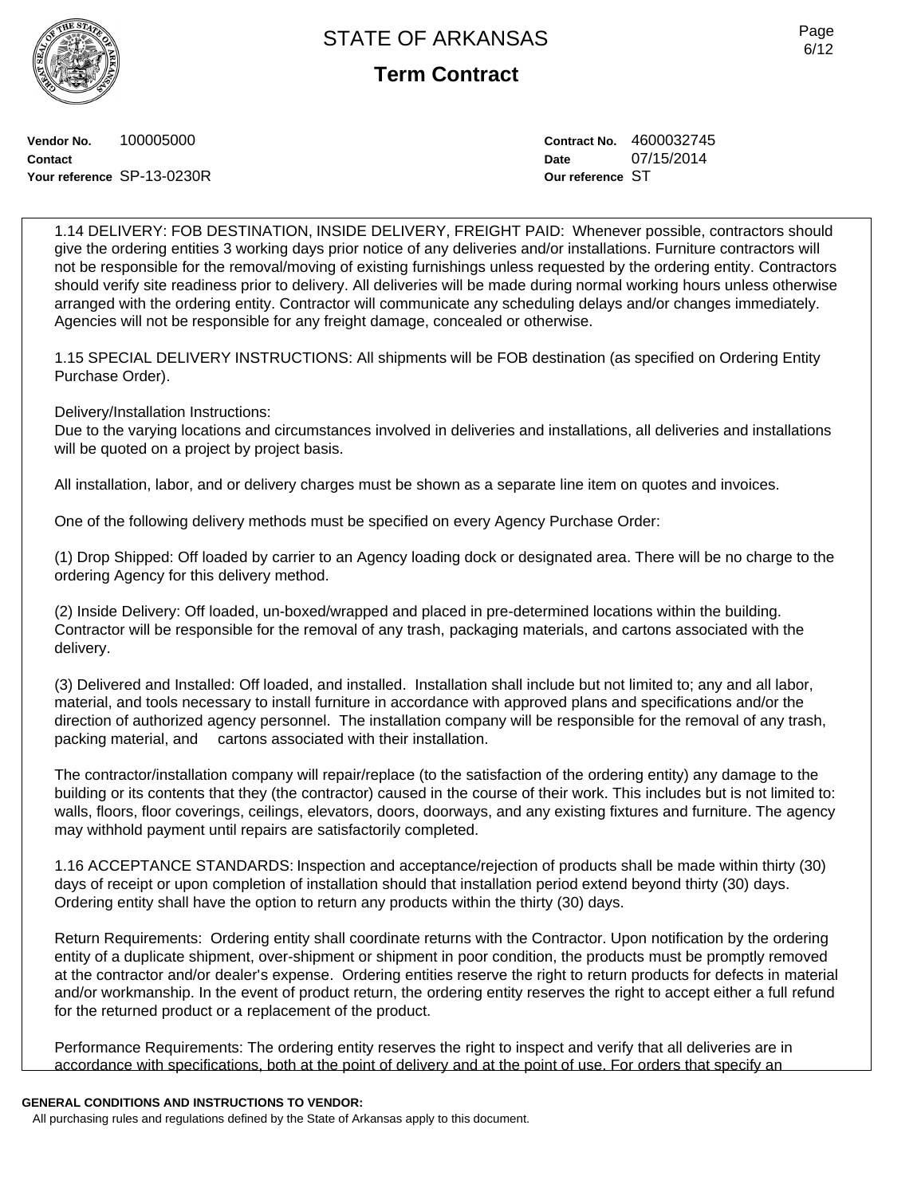**Vendor No.** 100005000
**Contact**
**Your reference** SP-13-0230R

**Contract No.** 4600032745
**Date** 07/15/2014
**Our reference** ST

1.14 DELIVERY: FOB DESTINATION, INSIDE DELIVERY, FREIGHT PAID: Whenever possible, contractors should give the ordering entities 3 working days prior notice of any deliveries and/or installations. Furniture contractors will not be responsible for the removal/moving of existing furnishings unless requested by the ordering entity. Contractors should verify site readiness prior to delivery. All deliveries will be made during normal working hours unless otherwise arranged with the ordering entity. Contractor will communicate any scheduling delays and/or changes immediately. Agencies will not be responsible for any freight damage, concealed or otherwise.

1.15 SPECIAL DELIVERY INSTRUCTIONS: All shipments will be FOB destination (as specified on Ordering Entity Purchase Order).

Delivery/Installation Instructions:
Due to the varying locations and circumstances involved in deliveries and installations, all deliveries and installations will be quoted on a project by project basis.

All installation, labor, and or delivery charges must be shown as a separate line item on quotes and invoices.

One of the following delivery methods must be specified on every Agency Purchase Order:

(1) Drop Shipped: Off loaded by carrier to an Agency loading dock or designated area. There will be no charge to the ordering Agency for this delivery method.

(2) Inside Delivery: Off loaded, un-boxed/wrapped and placed in pre-determined locations within the building. Contractor will be responsible for the removal of any trash, packaging materials, and cartons associated with the delivery.

(3) Delivered and Installed: Off loaded, and installed. Installation shall include but not limited to; any and all labor, material, and tools necessary to install furniture in accordance with approved plans and specifications and/or the direction of authorized agency personnel. The installation company will be responsible for the removal of any trash, packing material, and cartons associated with their installation.

The contractor/installation company will repair/replace (to the satisfaction of the ordering entity) any damage to the building or its contents that they (the contractor) caused in the course of their work. This includes but is not limited to: walls, floors, floor coverings, ceilings, elevators, doors, doorways, and any existing fixtures and furniture. The agency may withhold payment until repairs are satisfactorily completed.

1.16 ACCEPTANCE STANDARDS: Inspection and acceptance/rejection of products shall be made within thirty (30) days of receipt or upon completion of installation should that installation period extend beyond thirty (30) days. Ordering entity shall have the option to return any products within the thirty (30) days.

Return Requirements: Ordering entity shall coordinate returns with the Contractor. Upon notification by the ordering entity of a duplicate shipment, over-shipment or shipment in poor condition, the products must be promptly removed at the contractor and/or dealer's expense. Ordering entities reserve the right to return products for defects in material and/or workmanship. In the event of product return, the ordering entity reserves the right to accept either a full refund for the returned product or a replacement of the product.

Performance Requirements: The ordering entity reserves the right to inspect and verify that all deliveries are in accordance with specifications, both at the point of delivery and at the point of use. For orders that specify an

**GENERAL CONDITIONS AND INSTRUCTIONS TO VENDOR:**
All purchasing rules and regulations defined by the State of Arkansas apply to this document.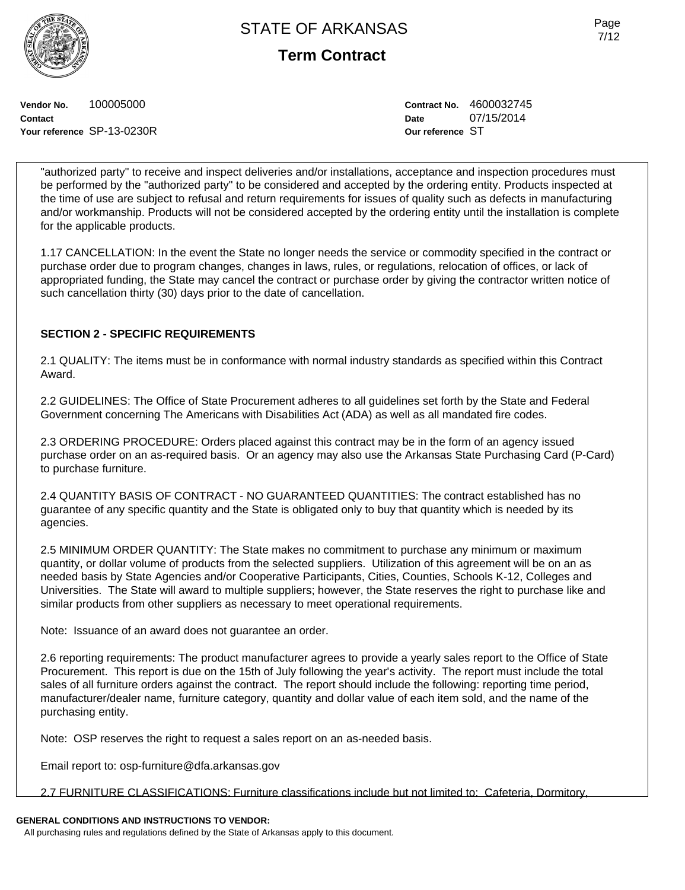**Vendor No.** 100005000
**Contact**
**Your reference** SP-13-0230R

**Contract No.** 4600032745
**Date** 07/15/2014
**Our reference** ST

"authorized party" to receive and inspect deliveries and/or installations, acceptance and inspection procedures must be performed by the "authorized party" to be considered and accepted by the ordering entity. Products inspected at the time of use are subject to refusal and return requirements for issues of quality such as defects in manufacturing and/or workmanship. Products will not be considered accepted by the ordering entity until the installation is complete for the applicable products.

1.17 CANCELLATION: In the event the State no longer needs the service or commodity specified in the contract or purchase order due to program changes, changes in laws, rules, or regulations, relocation of offices, or lack of appropriated funding, the State may cancel the contract or purchase order by giving the contractor written notice of such cancellation thirty (30) days prior to the date of cancellation.

## SECTION 2 - SPECIFIC REQUIREMENTS

2.1 QUALITY: The items must be in conformance with normal industry standards as specified within this Contract Award.

2.2 GUIDELINES: The Office of State Procurement adheres to all guidelines set forth by the State and Federal Government concerning The Americans with Disabilities Act (ADA) as well as all mandated fire codes.

2.3 ORDERING PROCEDURE: Orders placed against this contract may be in the form of an agency issued purchase order on an as-required basis. Or an agency may also use the Arkansas State Purchasing Card (P-Card) to purchase furniture.

2.4 QUANTITY BASIS OF CONTRACT - NO GUARANTEED QUANTITIES: The contract established has no guarantee of any specific quantity and the State is obligated only to buy that quantity which is needed by its agencies.

2.5 MINIMUM ORDER QUANTITY: The State makes no commitment to purchase any minimum or maximum quantity, or dollar volume of products from the selected suppliers. Utilization of this agreement will be on an as needed basis by State Agencies and/or Cooperative Participants, Cities, Counties, Schools K-12, Colleges and Universities. The State will award to multiple suppliers; however, the State reserves the right to purchase like and similar products from other suppliers as necessary to meet operational requirements.

Note: Issuance of an award does not guarantee an order.

2.6 reporting requirements: The product manufacturer agrees to provide a yearly sales report to the Office of State Procurement. This report is due on the 15th of July following the year's activity. The report must include the total sales of all furniture orders against the contract. The report should include the following: reporting time period, manufacturer/dealer name, furniture category, quantity and dollar value of each item sold, and the name of the purchasing entity.

Note: OSP reserves the right to request a sales report on an as-needed basis.

Email report to: osp-furniture@dfa.arkansas.gov

2.7 FURNITURE CLASSIFICATIONS: Furniture classifications include but not limited to: Cafeteria, Dormitory,

**GENERAL CONDITIONS AND INSTRUCTIONS TO VENDOR:**
All purchasing rules and regulations defined by the State of Arkansas apply to this document.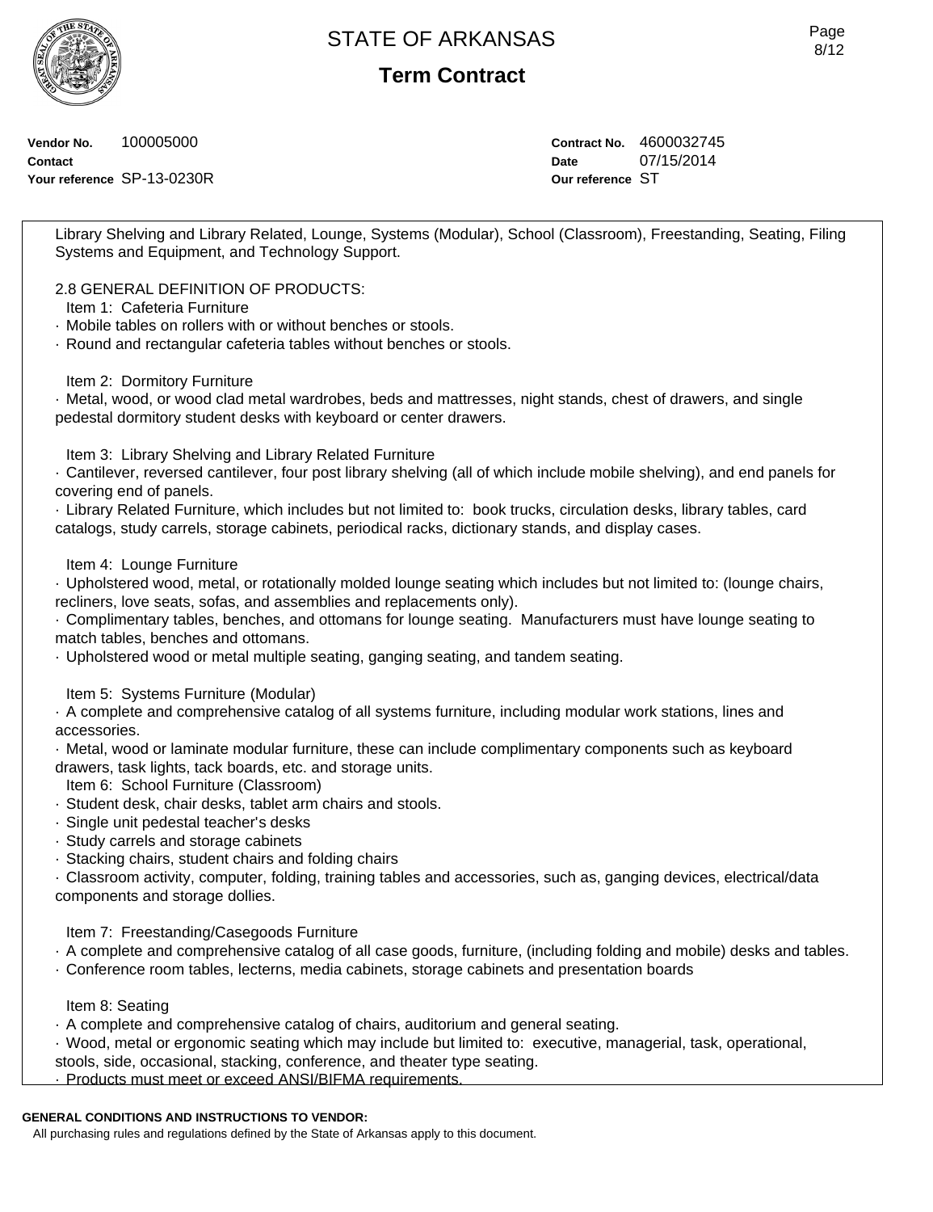# STATE OF ARKANSAS

## Term Contract

**Vendor No.** 100005000
**Contact**
**Your reference** SP-13-0230R

**Contract No.** 4600032745
**Date** 07/15/2014
**Our reference** ST

Library Shelving and Library Related, Lounge, Systems (Modular), School (Classroom), Freestanding, Seating, Filing Systems and Equipment, and Technology Support.

2.8 GENERAL DEFINITION OF PRODUCTS:

Item 1: Cafeteria Furniture

· Mobile tables on rollers with or without benches or stools.
· Round and rectangular cafeteria tables without benches or stools.

Item 2: Dormitory Furniture

· Metal, wood, or wood clad metal wardrobes, beds and mattresses, night stands, chest of drawers, and single pedestal dormitory student desks with keyboard or center drawers.

Item 3: Library Shelving and Library Related Furniture

· Cantilever, reversed cantilever, four post library shelving (all of which include mobile shelving), and end panels for covering end of panels.
· Library Related Furniture, which includes but not limited to: book trucks, circulation desks, library tables, card catalogs, study carrels, storage cabinets, periodical racks, dictionary stands, and display cases.

Item 4: Lounge Furniture

· Upholstered wood, metal, or rotationally molded lounge seating which includes but not limited to: (lounge chairs, recliners, love seats, sofas, and assemblies and replacements only).
· Complimentary tables, benches, and ottomans for lounge seating. Manufacturers must have lounge seating to match tables, benches and ottomans.
· Upholstered wood or metal multiple seating, ganging seating, and tandem seating.

Item 5: Systems Furniture (Modular)

· A complete and comprehensive catalog of all systems furniture, including modular work stations, lines and accessories.
· Metal, wood or laminate modular furniture, these can include complimentary components such as keyboard drawers, task lights, tack boards, etc. and storage units.

Item 6: School Furniture (Classroom)

· Student desk, chair desks, tablet arm chairs and stools.
· Single unit pedestal teacher's desks
· Study carrels and storage cabinets
· Stacking chairs, student chairs and folding chairs
· Classroom activity, computer, folding, training tables and accessories, such as, ganging devices, electrical/data components and storage dollies.

Item 7: Freestanding/Casegoods Furniture

· A complete and comprehensive catalog of all case goods, furniture, (including folding and mobile) desks and tables.
· Conference room tables, lecterns, media cabinets, storage cabinets and presentation boards

Item 8: Seating

· A complete and comprehensive catalog of chairs, auditorium and general seating.
· Wood, metal or ergonomic seating which may include but limited to: executive, managerial, task, operational, stools, side, occasional, stacking, conference, and theater type seating.
· Products must meet or exceed ANSI/BIFMA requirements.

**GENERAL CONDITIONS AND INSTRUCTIONS TO VENDOR:**

All purchasing rules and regulations defined by the State of Arkansas apply to this document.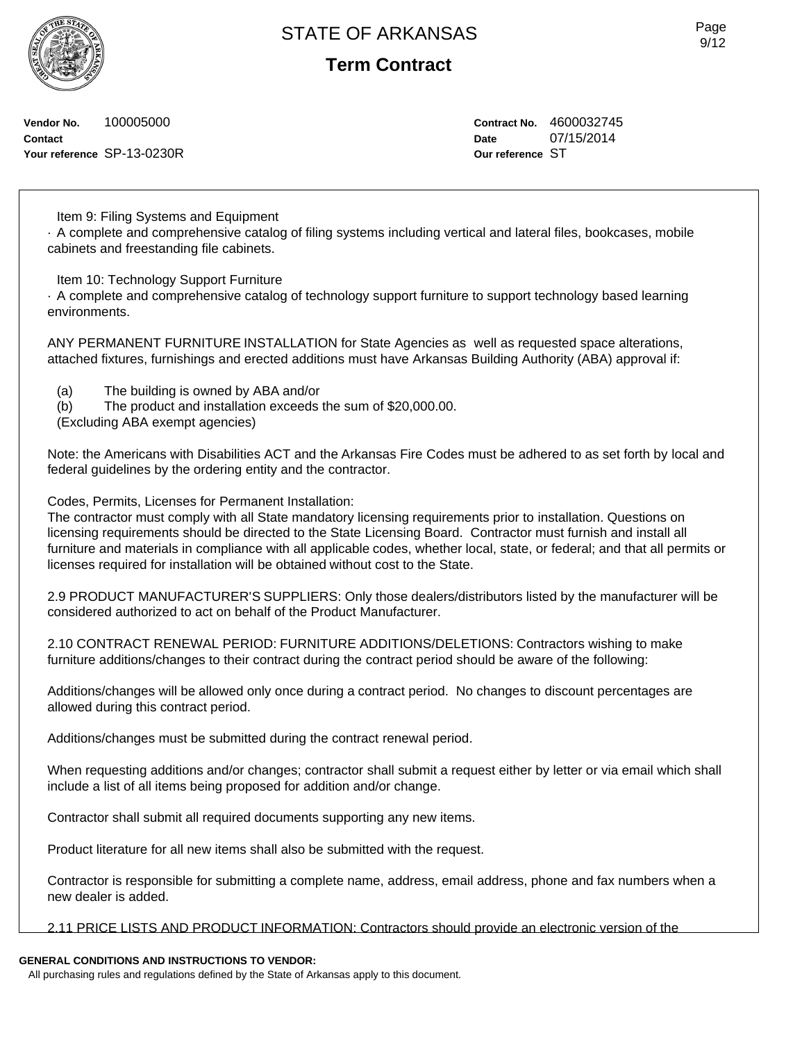Vendor No. 100005000
Contact
Your reference SP-13-0230R

Contract No. 4600032745
Date 07/15/2014
Our reference ST

Item 9: Filing Systems and Equipment

· A complete and comprehensive catalog of filing systems including vertical and lateral files, bookcases, mobile cabinets and freestanding file cabinets.

Item 10: Technology Support Furniture

· A complete and comprehensive catalog of technology support furniture to support technology based learning environments.

ANY PERMANENT FURNITURE INSTALLATION for State Agencies as well as requested space alterations, attached fixtures, furnishings and erected additions must have Arkansas Building Authority (ABA) approval if:

(a) The building is owned by ABA and/or
(b) The product and installation exceeds the sum of $20,000.00.
(Excluding ABA exempt agencies)

Note: the Americans with Disabilities ACT and the Arkansas Fire Codes must be adhered to as set forth by local and federal guidelines by the ordering entity and the contractor.

Codes, Permits, Licenses for Permanent Installation:
The contractor must comply with all State mandatory licensing requirements prior to installation. Questions on licensing requirements should be directed to the State Licensing Board. Contractor must furnish and install all furniture and materials in compliance with all applicable codes, whether local, state, or federal; and that all permits or licenses required for installation will be obtained without cost to the State.

2.9 PRODUCT MANUFACTURER'S SUPPLIERS: Only those dealers/distributors listed by the manufacturer will be considered authorized to act on behalf of the Product Manufacturer.

2.10 CONTRACT RENEWAL PERIOD: FURNITURE ADDITIONS/DELETIONS: Contractors wishing to make furniture additions/changes to their contract during the contract period should be aware of the following:

Additions/changes will be allowed only once during a contract period. No changes to discount percentages are allowed during this contract period.

Additions/changes must be submitted during the contract renewal period.

When requesting additions and/or changes; contractor shall submit a request either by letter or via email which shall include a list of all items being proposed for addition and/or change.

Contractor shall submit all required documents supporting any new items.

Product literature for all new items shall also be submitted with the request.

Contractor is responsible for submitting a complete name, address, email address, phone and fax numbers when a new dealer is added.

2.11 PRICE LISTS AND PRODUCT INFORMATION: Contractors should provide an electronic version of the

**GENERAL CONDITIONS AND INSTRUCTIONS TO VENDOR:**
All purchasing rules and regulations defined by the State of Arkansas apply to this document.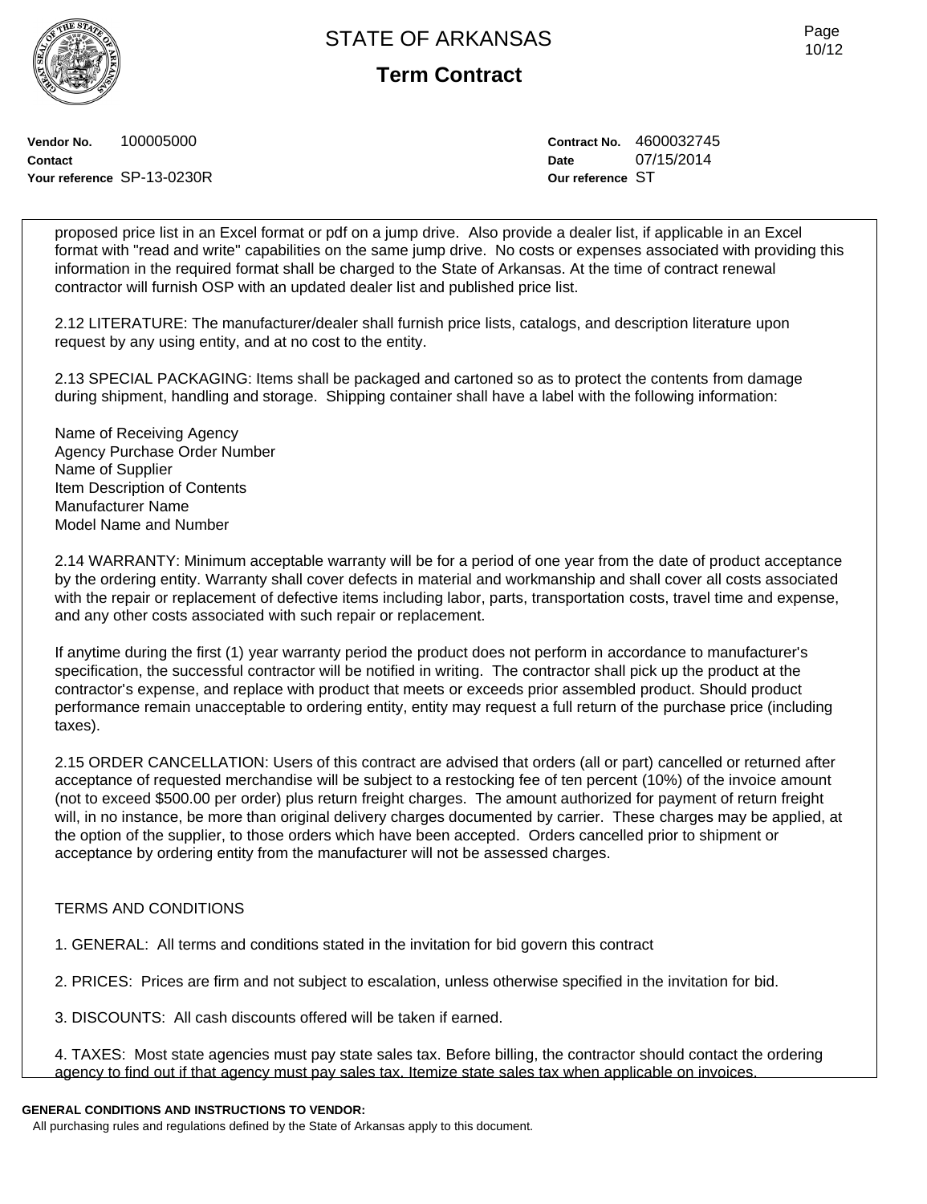**Vendor No.** 100005000
**Contact**
**Your reference** SP-13-0230R

**Contract No.** 4600032745
**Date** 07/15/2014
**Our reference** ST

proposed price list in an Excel format or pdf on a jump drive. Also provide a dealer list, if applicable in an Excel format with "read and write" capabilities on the same jump drive. No costs or expenses associated with providing this information in the required format shall be charged to the State of Arkansas. At the time of contract renewal contractor will furnish OSP with an updated dealer list and published price list.

2.12 LITERATURE: The manufacturer/dealer shall furnish price lists, catalogs, and description literature upon request by any using entity, and at no cost to the entity.

2.13 SPECIAL PACKAGING: Items shall be packaged and cartoned so as to protect the contents from damage during shipment, handling and storage. Shipping container shall have a label with the following information:

Name of Receiving Agency
Agency Purchase Order Number
Name of Supplier
Item Description of Contents
Manufacturer Name
Model Name and Number

2.14 WARRANTY: Minimum acceptable warranty will be for a period of one year from the date of product acceptance by the ordering entity. Warranty shall cover defects in material and workmanship and shall cover all costs associated with the repair or replacement of defective items including labor, parts, transportation costs, travel time and expense, and any other costs associated with such repair or replacement.

If anytime during the first (1) year warranty period the product does not perform in accordance to manufacturer's specification, the successful contractor will be notified in writing. The contractor shall pick up the product at the contractor's expense, and replace with product that meets or exceeds prior assembled product. Should product performance remain unacceptable to ordering entity, entity may request a full return of the purchase price (including taxes).

2.15 ORDER CANCELLATION: Users of this contract are advised that orders (all or part) cancelled or returned after acceptance of requested merchandise will be subject to a restocking fee of ten percent (10%) of the invoice amount (not to exceed $500.00 per order) plus return freight charges. The amount authorized for payment of return freight will, in no instance, be more than original delivery charges documented by carrier. These charges may be applied, at the option of the supplier, to those orders which have been accepted. Orders cancelled prior to shipment or acceptance by ordering entity from the manufacturer will not be assessed charges.

TERMS AND CONDITIONS

1. GENERAL: All terms and conditions stated in the invitation for bid govern this contract

2. PRICES: Prices are firm and not subject to escalation, unless otherwise specified in the invitation for bid.

3. DISCOUNTS: All cash discounts offered will be taken if earned.

4. TAXES: Most state agencies must pay state sales tax. Before billing, the contractor should contact the ordering agency to find out if that agency must pay sales tax. Itemize state sales tax when applicable on invoices.

**GENERAL CONDITIONS AND INSTRUCTIONS TO VENDOR:**
All purchasing rules and regulations defined by the State of Arkansas apply to this document.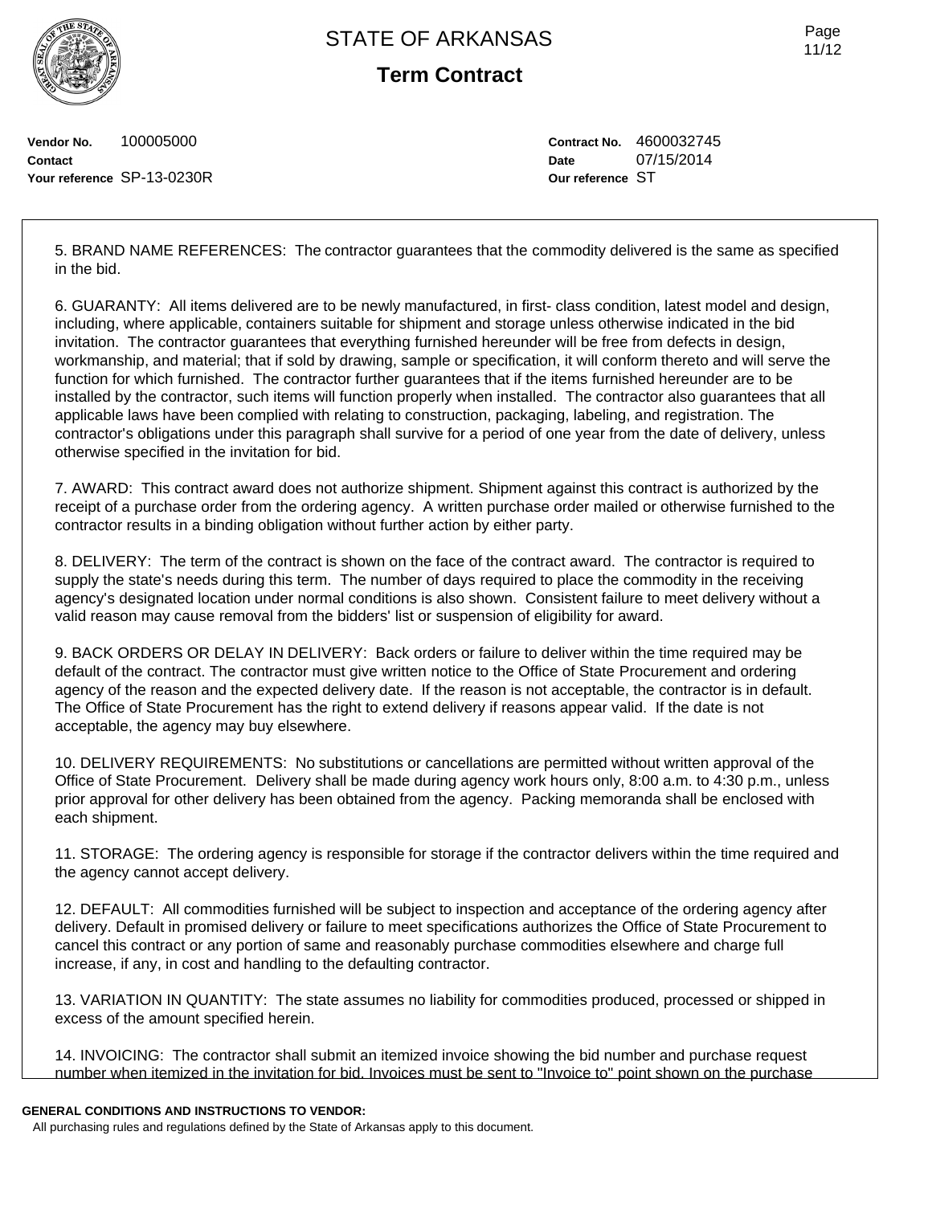Vendor No. 100005000
Contact
Your reference SP-13-0230R

Contract No. 4600032745
Date 07/15/2014
Our reference ST

5. BRAND NAME REFERENCES: The contractor guarantees that the commodity delivered is the same as specified in the bid.

6. GUARANTY: All items delivered are to be newly manufactured, in first- class condition, latest model and design, including, where applicable, containers suitable for shipment and storage unless otherwise indicated in the bid invitation. The contractor guarantees that everything furnished hereunder will be free from defects in design, workmanship, and material; that if sold by drawing, sample or specification, it will conform thereto and will serve the function for which furnished. The contractor further guarantees that if the items furnished hereunder are to be installed by the contractor, such items will function properly when installed. The contractor also guarantees that all applicable laws have been complied with relating to construction, packaging, labeling, and registration. The contractor's obligations under this paragraph shall survive for a period of one year from the date of delivery, unless otherwise specified in the invitation for bid.

7. AWARD: This contract award does not authorize shipment. Shipment against this contract is authorized by the receipt of a purchase order from the ordering agency. A written purchase order mailed or otherwise furnished to the contractor results in a binding obligation without further action by either party.

8. DELIVERY: The term of the contract is shown on the face of the contract award. The contractor is required to supply the state's needs during this term. The number of days required to place the commodity in the receiving agency's designated location under normal conditions is also shown. Consistent failure to meet delivery without a valid reason may cause removal from the bidders' list or suspension of eligibility for award.

9. BACK ORDERS OR DELAY IN DELIVERY: Back orders or failure to deliver within the time required may be default of the contract. The contractor must give written notice to the Office of State Procurement and ordering agency of the reason and the expected delivery date. If the reason is not acceptable, the contractor is in default. The Office of State Procurement has the right to extend delivery if reasons appear valid. If the date is not acceptable, the agency may buy elsewhere.

10. DELIVERY REQUIREMENTS: No substitutions or cancellations are permitted without written approval of the Office of State Procurement. Delivery shall be made during agency work hours only, 8:00 a.m. to 4:30 p.m., unless prior approval for other delivery has been obtained from the agency. Packing memoranda shall be enclosed with each shipment.

11. STORAGE: The ordering agency is responsible for storage if the contractor delivers within the time required and the agency cannot accept delivery.

12. DEFAULT: All commodities furnished will be subject to inspection and acceptance of the ordering agency after delivery. Default in promised delivery or failure to meet specifications authorizes the Office of State Procurement to cancel this contract or any portion of same and reasonably purchase commodities elsewhere and charge full increase, if any, in cost and handling to the defaulting contractor.

13. VARIATION IN QUANTITY: The state assumes no liability for commodities produced, processed or shipped in excess of the amount specified herein.

14. INVOICING: The contractor shall submit an itemized invoice showing the bid number and purchase request number when itemized in the invitation for bid. Invoices must be sent to "Invoice to" point shown on the purchase

**GENERAL CONDITIONS AND INSTRUCTIONS TO VENDOR:**

All purchasing rules and regulations defined by the State of Arkansas apply to this document.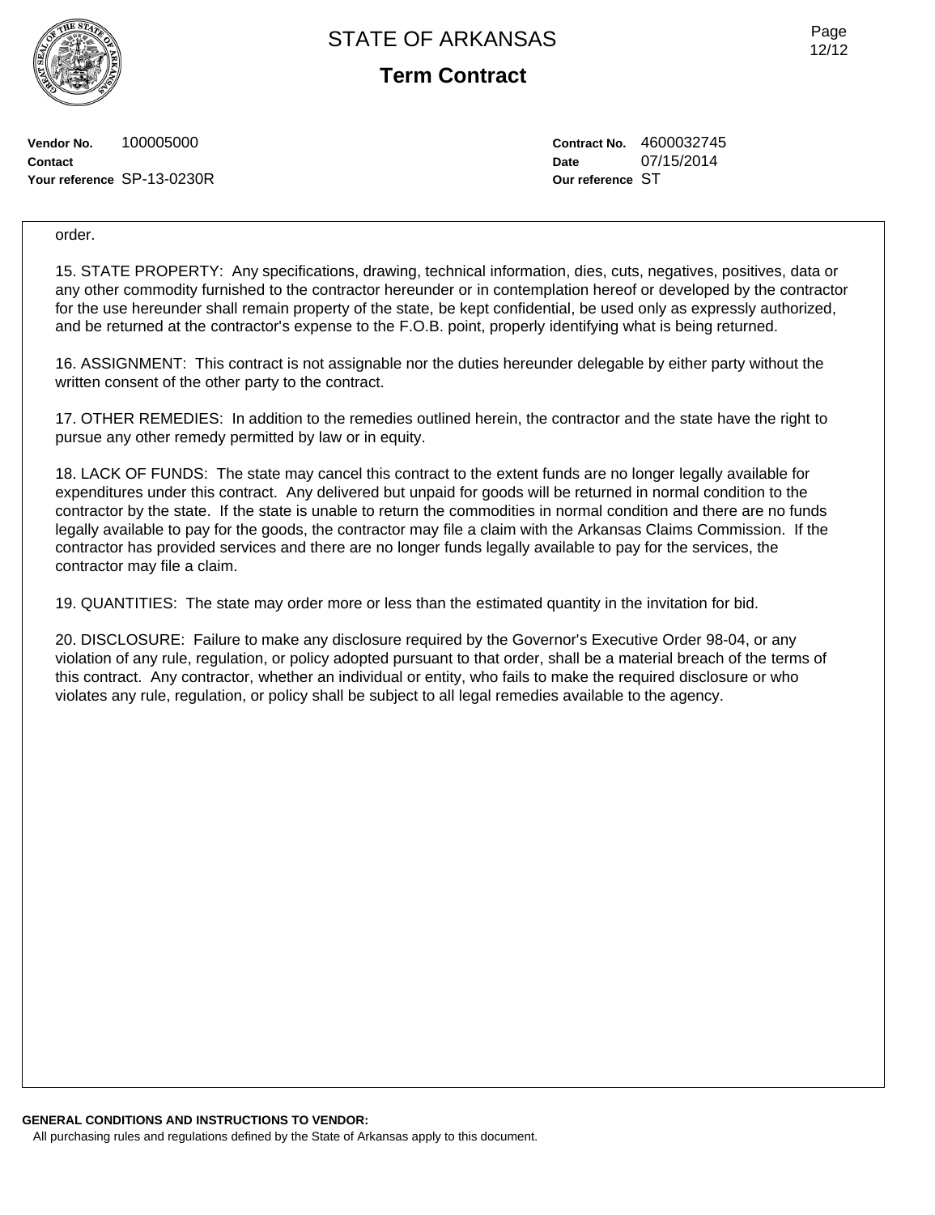# STATE OF ARKANSAS

## Term Contract

**Vendor No.** 100005000
**Contact**
**Your reference** SP-13-0230R

**Contract No.** 4600032745
**Date** 07/15/2014
**Our reference** ST

order.

15. STATE PROPERTY: Any specifications, drawing, technical information, dies, cuts, negatives, positives, data or any other commodity furnished to the contractor hereunder or in contemplation hereof or developed by the contractor for the use hereunder shall remain property of the state, be kept confidential, be used only as expressly authorized, and be returned at the contractor's expense to the F.O.B. point, properly identifying what is being returned.

16. ASSIGNMENT: This contract is not assignable nor the duties hereunder delegable by either party without the written consent of the other party to the contract.

17. OTHER REMEDIES: In addition to the remedies outlined herein, the contractor and the state have the right to pursue any other remedy permitted by law or in equity.

18. LACK OF FUNDS: The state may cancel this contract to the extent funds are no longer legally available for expenditures under this contract. Any delivered but unpaid for goods will be returned in normal condition to the contractor by the state. If the state is unable to return the commodities in normal condition and there are no funds legally available to pay for the goods, the contractor may file a claim with the Arkansas Claims Commission. If the contractor has provided services and there are no longer funds legally available to pay for the services, the contractor may file a claim.

19. QUANTITIES: The state may order more or less than the estimated quantity in the invitation for bid.

20. DISCLOSURE: Failure to make any disclosure required by the Governor's Executive Order 98-04, or any violation of any rule, regulation, or policy adopted pursuant to that order, shall be a material breach of the terms of this contract. Any contractor, whether an individual or entity, who fails to make the required disclosure or who violates any rule, regulation, or policy shall be subject to all legal remedies available to the agency.

**GENERAL CONDITIONS AND INSTRUCTIONS TO VENDOR:**

All purchasing rules and regulations defined by the State of Arkansas apply to this document.